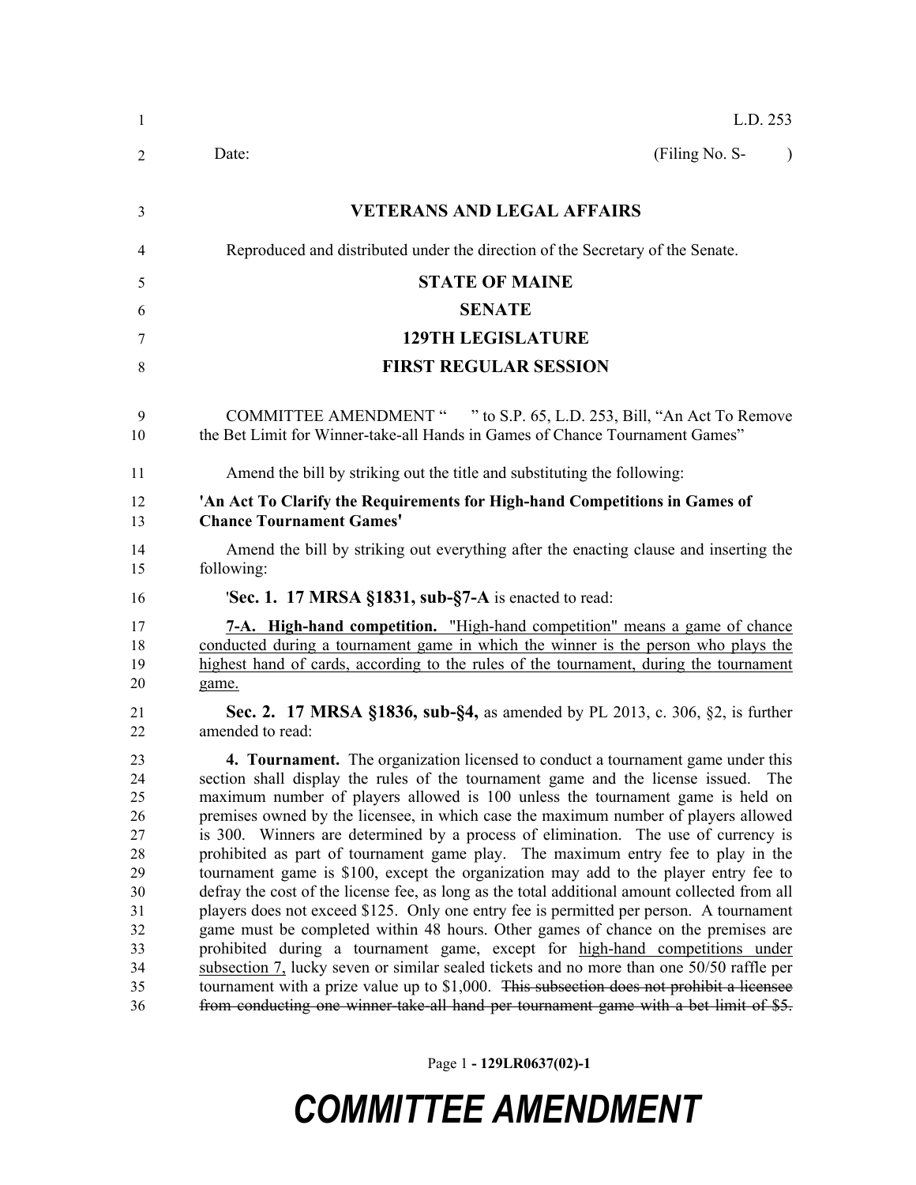L.D. 253

Date: (Filing No. S- )

**VETERANS AND LEGAL AFFAIRS**

Reproduced and distributed under the direction of the Secretary of the Senate.

**STATE OF MAINE**

**SENATE**

**129TH LEGISLATURE**

**FIRST REGULAR SESSION**

COMMITTEE AMENDMENT " " to S.P. 65, L.D. 253, Bill, "An Act To Remove the Bet Limit for Winner-take-all Hands in Games of Chance Tournament Games"

Amend the bill by striking out the title and substituting the following:

**'An Act To Clarify the Requirements for High-hand Competitions in Games of Chance Tournament Games'**

Amend the bill by striking out everything after the enacting clause and inserting the following:

'**Sec. 1. 17 MRSA §1831, sub-§7-A** is enacted to read:

<u>**7-A. High-hand competition.** "High-hand competition" means a game of chance conducted during a tournament game in which the winner is the person who plays the highest hand of cards, according to the rules of the tournament, during the tournament game.</u>

**Sec. 2. 17 MRSA §1836, sub-§4,** as amended by PL 2013, c. 306, §2, is further amended to read:

**4. Tournament.** The organization licensed to conduct a tournament game under this section shall display the rules of the tournament game and the license issued. The maximum number of players allowed is 100 unless the tournament game is held on premises owned by the licensee, in which case the maximum number of players allowed is 300. Winners are determined by a process of elimination. The use of currency is prohibited as part of tournament game play. The maximum entry fee to play in the tournament game is $100, except the organization may add to the player entry fee to defray the cost of the license fee, as long as the total additional amount collected from all players does not exceed $125. Only one entry fee is permitted per person. A tournament game must be completed within 48 hours. Other games of chance on the premises are prohibited during a tournament game, except for <u>high-hand competitions under subsection 7,</u> lucky seven or similar sealed tickets and no more than one 50/50 raffle per tournament with a prize value up to $1,000. ~~This subsection does not prohibit a licensee from conducting one winner-take-all hand per tournament game with a bet limit of $5.~~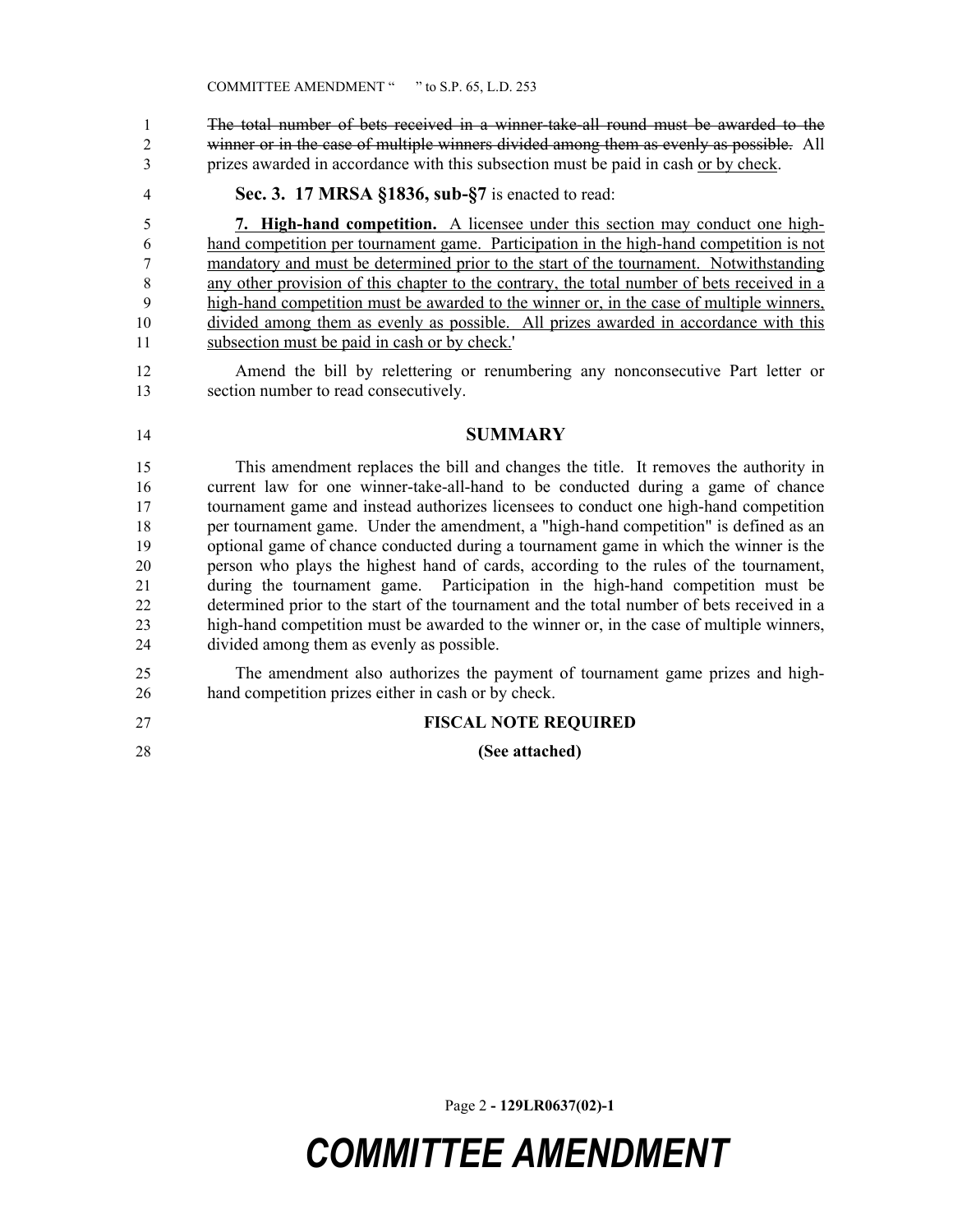~~The total number of bets received in a winner-take-all round must be awarded to the winner or in the case of multiple winners divided among them as evenly as possible.~~ All prizes awarded in accordance with this subsection must be paid in cash <u>or by check</u>.

**Sec. 3. 17 MRSA §1836, sub-§7** is enacted to read:

<u>**7. High-hand competition.** A licensee under this section may conduct one high-hand competition per tournament game. Participation in the high-hand competition is not mandatory and must be determined prior to the start of the tournament. Notwithstanding any other provision of this chapter to the contrary, the total number of bets received in a high-hand competition must be awarded to the winner or, in the case of multiple winners, divided among them as evenly as possible. All prizes awarded in accordance with this subsection must be paid in cash or by check.</u>'

Amend the bill by relettering or renumbering any nonconsecutive Part letter or section number to read consecutively.

## SUMMARY

This amendment replaces the bill and changes the title. It removes the authority in current law for one winner-take-all-hand to be conducted during a game of chance tournament game and instead authorizes licensees to conduct one high-hand competition per tournament game. Under the amendment, a "high-hand competition" is defined as an optional game of chance conducted during a tournament game in which the winner is the person who plays the highest hand of cards, according to the rules of the tournament, during the tournament game. Participation in the high-hand competition must be determined prior to the start of the tournament and the total number of bets received in a high-hand competition must be awarded to the winner or, in the case of multiple winners, divided among them as evenly as possible.

The amendment also authorizes the payment of tournament game prizes and high-hand competition prizes either in cash or by check.

**FISCAL NOTE REQUIRED**

**(See attached)**